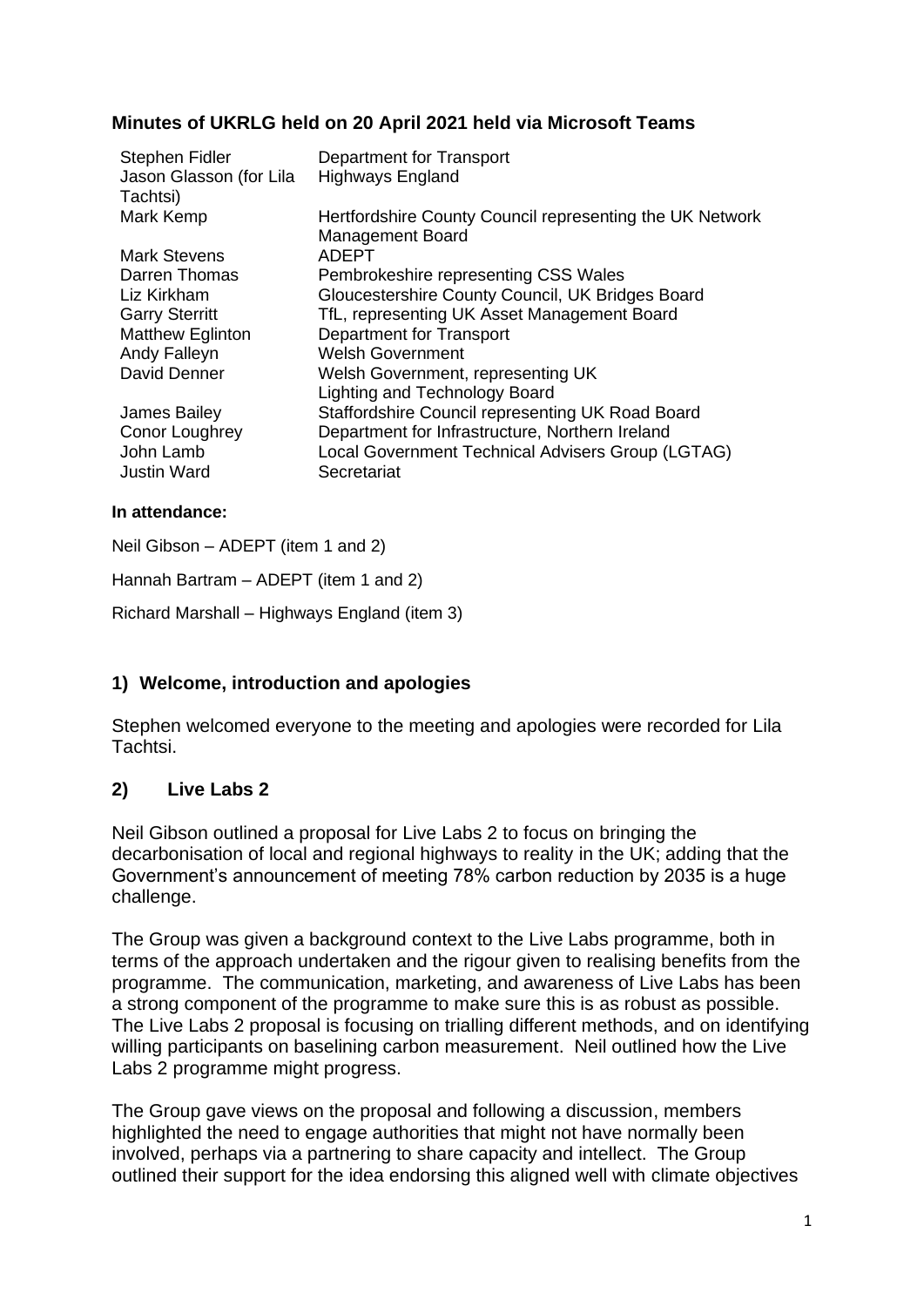**Minutes of UKRLG held on 20 April 2021 held via Microsoft Teams**

| | |
|---|---|
| Stephen Fidler | Department for Transport |
| Jason Glasson (for Lila Tachtsi) | Highways England |
| Mark Kemp | Hertfordshire County Council representing the UK Network Management Board |
| Mark Stevens | ADEPT |
| Darren Thomas | Pembrokeshire representing CSS Wales |
| Liz Kirkham | Gloucestershire County Council, UK Bridges Board |
| Garry Sterritt | TfL, representing UK Asset Management Board |
| Matthew Eglinton | Department for Transport |
| Andy Falleyn | Welsh Government |
| David Denner | Welsh Government, representing UK Lighting and Technology Board |
| James Bailey | Staffordshire Council representing UK Road Board |
| Conor Loughrey | Department for Infrastructure, Northern Ireland |
| John Lamb | Local Government Technical Advisers Group (LGTAG) |
| Justin Ward | Secretariat |

**In attendance:**

Neil Gibson – ADEPT (item 1 and 2)

Hannah Bartram – ADEPT (item 1 and 2)

Richard Marshall – Highways England (item 3)

## 1) Welcome, introduction and apologies

Stephen welcomed everyone to the meeting and apologies were recorded for Lila Tachtsi.

## 2) Live Labs 2

Neil Gibson outlined a proposal for Live Labs 2 to focus on bringing the decarbonisation of local and regional highways to reality in the UK; adding that the Government's announcement of meeting 78% carbon reduction by 2035 is a huge challenge.

The Group was given a background context to the Live Labs programme, both in terms of the approach undertaken and the rigour given to realising benefits from the programme. The communication, marketing, and awareness of Live Labs has been a strong component of the programme to make sure this is as robust as possible. The Live Labs 2 proposal is focusing on trialling different methods, and on identifying willing participants on baselining carbon measurement. Neil outlined how the Live Labs 2 programme might progress.

The Group gave views on the proposal and following a discussion, members highlighted the need to engage authorities that might not have normally been involved, perhaps via a partnering to share capacity and intellect. The Group outlined their support for the idea endorsing this aligned well with climate objectives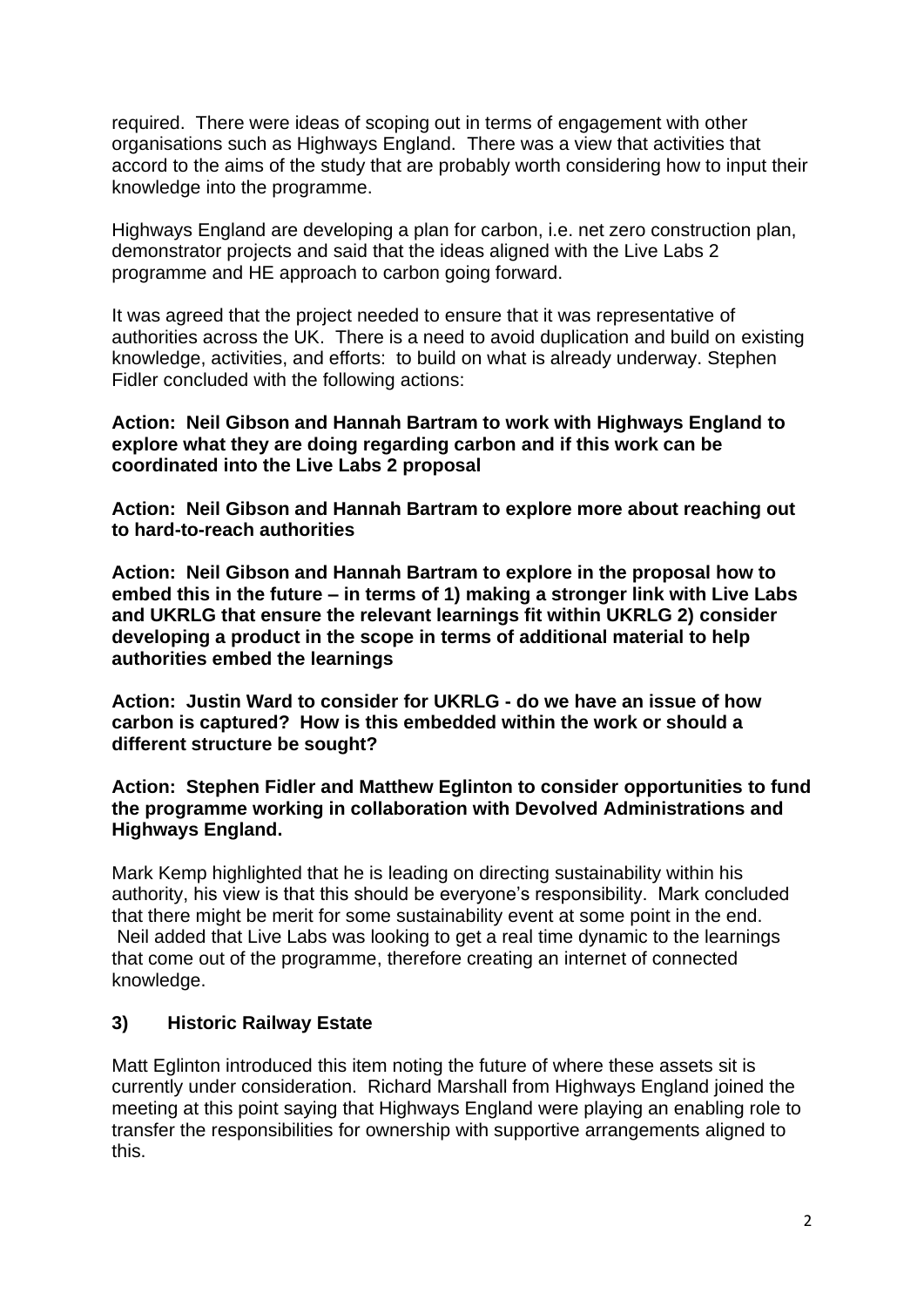required. There were ideas of scoping out in terms of engagement with other organisations such as Highways England. There was a view that activities that accord to the aims of the study that are probably worth considering how to input their knowledge into the programme.

Highways England are developing a plan for carbon, i.e. net zero construction plan, demonstrator projects and said that the ideas aligned with the Live Labs 2 programme and HE approach to carbon going forward.

It was agreed that the project needed to ensure that it was representative of authorities across the UK. There is a need to avoid duplication and build on existing knowledge, activities, and efforts: to build on what is already underway. Stephen Fidler concluded with the following actions:

**Action: Neil Gibson and Hannah Bartram to work with Highways England to explore what they are doing regarding carbon and if this work can be coordinated into the Live Labs 2 proposal**

**Action: Neil Gibson and Hannah Bartram to explore more about reaching out to hard-to-reach authorities**

**Action: Neil Gibson and Hannah Bartram to explore in the proposal how to embed this in the future – in terms of 1) making a stronger link with Live Labs and UKRLG that ensure the relevant learnings fit within UKRLG 2) consider developing a product in the scope in terms of additional material to help authorities embed the learnings**

**Action: Justin Ward to consider for UKRLG - do we have an issue of how carbon is captured? How is this embedded within the work or should a different structure be sought?**

**Action: Stephen Fidler and Matthew Eglinton to consider opportunities to fund the programme working in collaboration with Devolved Administrations and Highways England.**

Mark Kemp highlighted that he is leading on directing sustainability within his authority, his view is that this should be everyone's responsibility. Mark concluded that there might be merit for some sustainability event at some point in the end. Neil added that Live Labs was looking to get a real time dynamic to the learnings that come out of the programme, therefore creating an internet of connected knowledge.

## 3) Historic Railway Estate

Matt Eglinton introduced this item noting the future of where these assets sit is currently under consideration. Richard Marshall from Highways England joined the meeting at this point saying that Highways England were playing an enabling role to transfer the responsibilities for ownership with supportive arrangements aligned to this.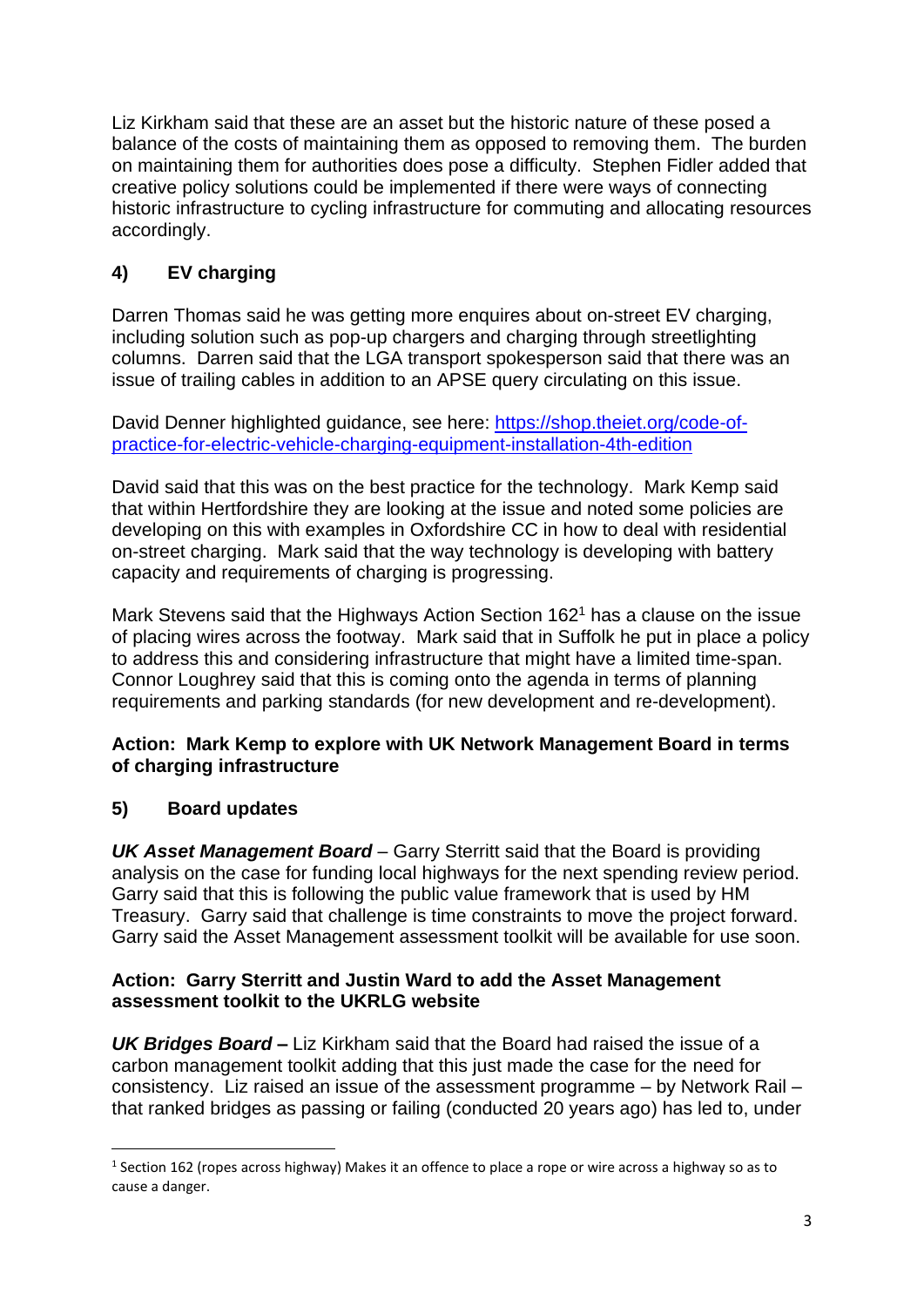Liz Kirkham said that these are an asset but the historic nature of these posed a balance of the costs of maintaining them as opposed to removing them. The burden on maintaining them for authorities does pose a difficulty. Stephen Fidler added that creative policy solutions could be implemented if there were ways of connecting historic infrastructure to cycling infrastructure for commuting and allocating resources accordingly.

## 4) EV charging

Darren Thomas said he was getting more enquires about on-street EV charging, including solution such as pop-up chargers and charging through streetlighting columns. Darren said that the LGA transport spokesperson said that there was an issue of trailing cables in addition to an APSE query circulating on this issue.

David Denner highlighted guidance, see here: [https://shop.theiet.org/code-of-practice-for-electric-vehicle-charging-equipment-installation-4th-edition](https://shop.theiet.org/code-of-practice-for-electric-vehicle-charging-equipment-installation-4th-edition)

David said that this was on the best practice for the technology. Mark Kemp said that within Hertfordshire they are looking at the issue and noted some policies are developing on this with examples in Oxfordshire CC in how to deal with residential on-street charging. Mark said that the way technology is developing with battery capacity and requirements of charging is progressing.

Mark Stevens said that the Highways Action Section 162[1] has a clause on the issue of placing wires across the footway. Mark said that in Suffolk he put in place a policy to address this and considering infrastructure that might have a limited time-span. Connor Loughrey said that this is coming onto the agenda in terms of planning requirements and parking standards (for new development and re-development).

**Action: Mark Kemp to explore with UK Network Management Board in terms of charging infrastructure**

## 5) Board updates

***UK Asset Management Board*** – Garry Sterritt said that the Board is providing analysis on the case for funding local highways for the next spending review period. Garry said that this is following the public value framework that is used by HM Treasury. Garry said that challenge is time constraints to move the project forward. Garry said the Asset Management assessment toolkit will be available for use soon.

**Action: Garry Sterritt and Justin Ward to add the Asset Management assessment toolkit to the UKRLG website**

***UK Bridges Board –*** Liz Kirkham said that the Board had raised the issue of a carbon management toolkit adding that this just made the case for the need for consistency. Liz raised an issue of the assessment programme – by Network Rail – that ranked bridges as passing or failing (conducted 20 years ago) has led to, under

[1] Section 162 (ropes across highway) Makes it an offence to place a rope or wire across a highway so as to cause a danger.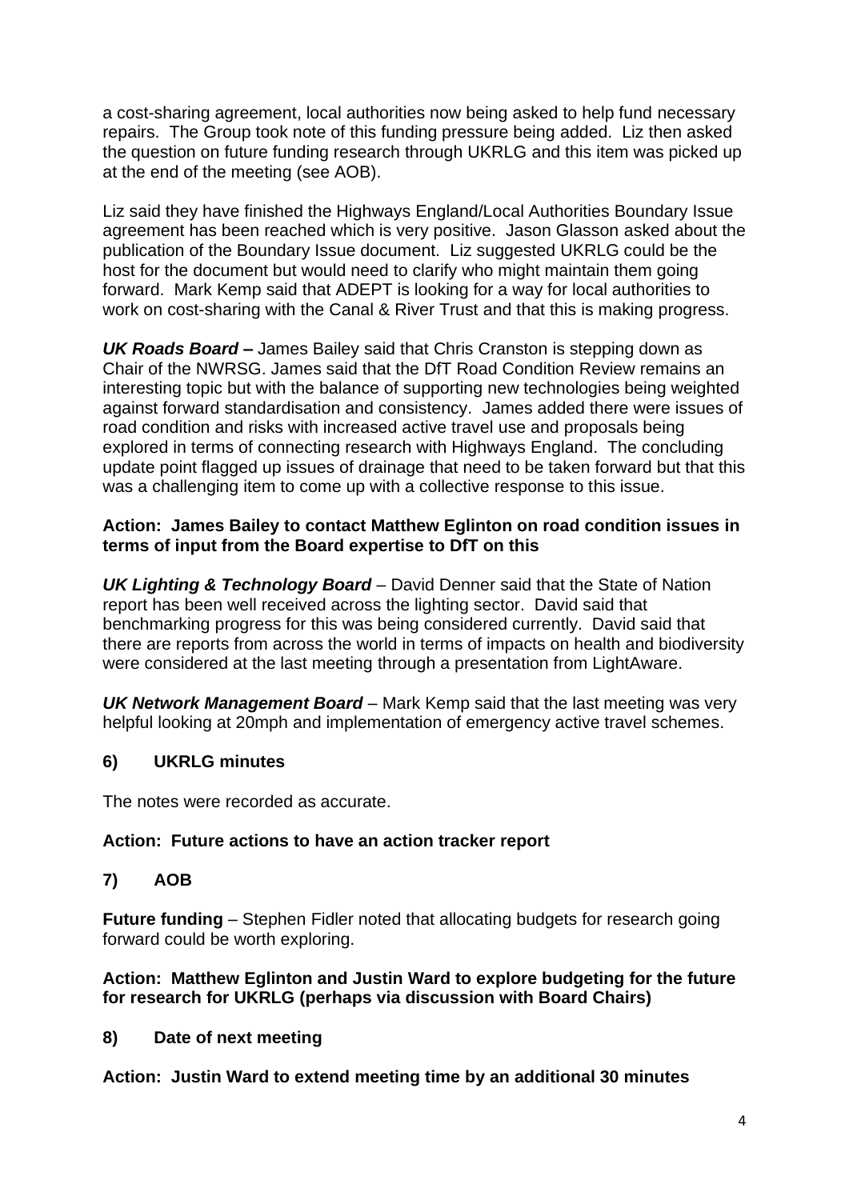a cost-sharing agreement, local authorities now being asked to help fund necessary repairs. The Group took note of this funding pressure being added. Liz then asked the question on future funding research through UKRLG and this item was picked up at the end of the meeting (see AOB).

Liz said they have finished the Highways England/Local Authorities Boundary Issue agreement has been reached which is very positive. Jason Glasson asked about the publication of the Boundary Issue document. Liz suggested UKRLG could be the host for the document but would need to clarify who might maintain them going forward. Mark Kemp said that ADEPT is looking for a way for local authorities to work on cost-sharing with the Canal & River Trust and that this is making progress.

***UK Roads Board –*** James Bailey said that Chris Cranston is stepping down as Chair of the NWRSG. James said that the DfT Road Condition Review remains an interesting topic but with the balance of supporting new technologies being weighted against forward standardisation and consistency. James added there were issues of road condition and risks with increased active travel use and proposals being explored in terms of connecting research with Highways England. The concluding update point flagged up issues of drainage that need to be taken forward but that this was a challenging item to come up with a collective response to this issue.

**Action: James Bailey to contact Matthew Eglinton on road condition issues in terms of input from the Board expertise to DfT on this**

***UK Lighting & Technology Board*** – David Denner said that the State of Nation report has been well received across the lighting sector. David said that benchmarking progress for this was being considered currently. David said that there are reports from across the world in terms of impacts on health and biodiversity were considered at the last meeting through a presentation from LightAware.

***UK Network Management Board*** – Mark Kemp said that the last meeting was very helpful looking at 20mph and implementation of emergency active travel schemes.

## 6) UKRLG minutes

The notes were recorded as accurate.

**Action: Future actions to have an action tracker report**

## 7) AOB

**Future funding** – Stephen Fidler noted that allocating budgets for research going forward could be worth exploring.

**Action: Matthew Eglinton and Justin Ward to explore budgeting for the future for research for UKRLG (perhaps via discussion with Board Chairs)**

## 8) Date of next meeting

**Action: Justin Ward to extend meeting time by an additional 30 minutes**